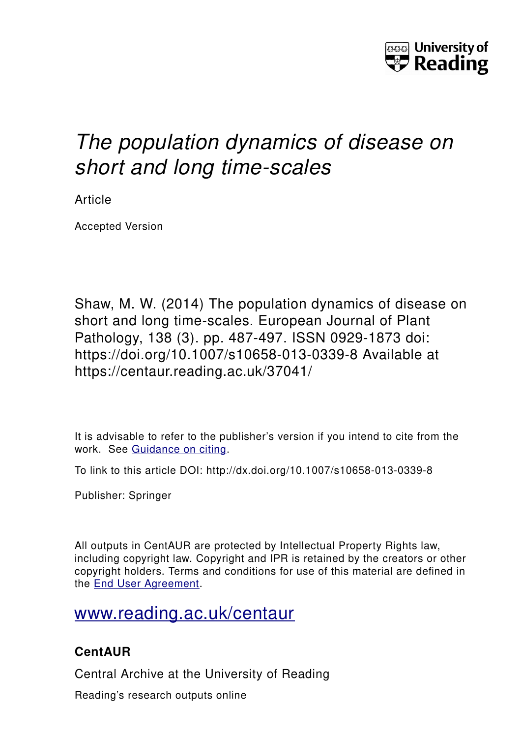# *The population dynamics of disease on short and long time-scales*

Article

Accepted Version

Shaw, M. W. (2014) The population dynamics of disease on short and long time-scales. European Journal of Plant Pathology, 138 (3). pp. 487-497. ISSN 0929-1873 doi: https://doi.org/10.1007/s10658-013-0339-8 Available at https://centaur.reading.ac.uk/37041/

It is advisable to refer to the publisher's version if you intend to cite from the work. See Guidance on citing.

To link to this article DOI: http://dx.doi.org/10.1007/s10658-013-0339-8

Publisher: Springer

All outputs in CentAUR are protected by Intellectual Property Rights law, including copyright law. Copyright and IPR is retained by the creators or other copyright holders. Terms and conditions for use of this material are defined in the End User Agreement.

www.reading.ac.uk/centaur

## CentAUR

Central Archive at the University of Reading

Reading's research outputs online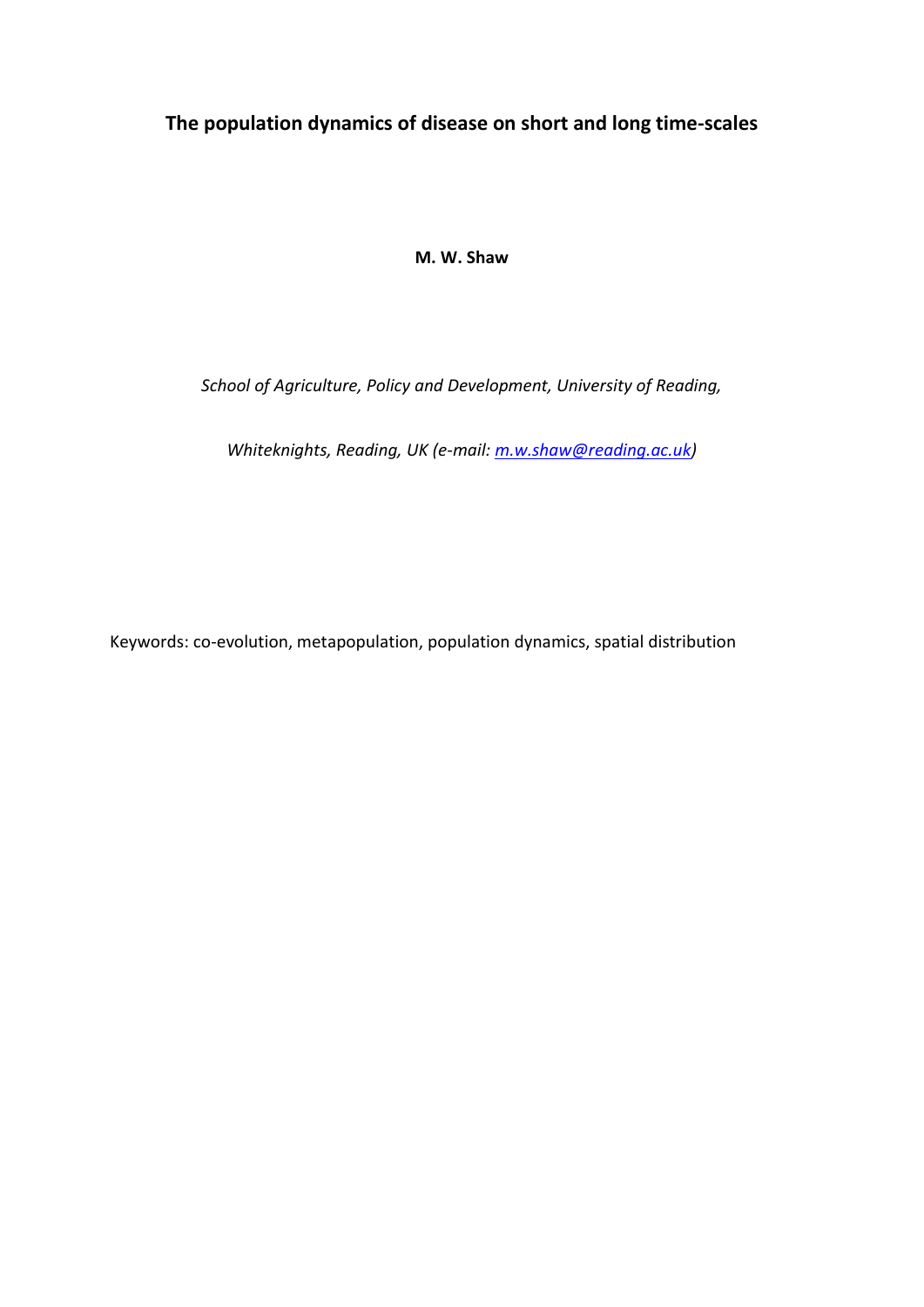# The population dynamics of disease on short and long time-scales

**M. W. Shaw**

*School of Agriculture, Policy and Development, University of Reading,*

*Whiteknights, Reading, UK (e-mail: m.w.shaw@reading.ac.uk)*

Keywords: co-evolution, metapopulation, population dynamics, spatial distribution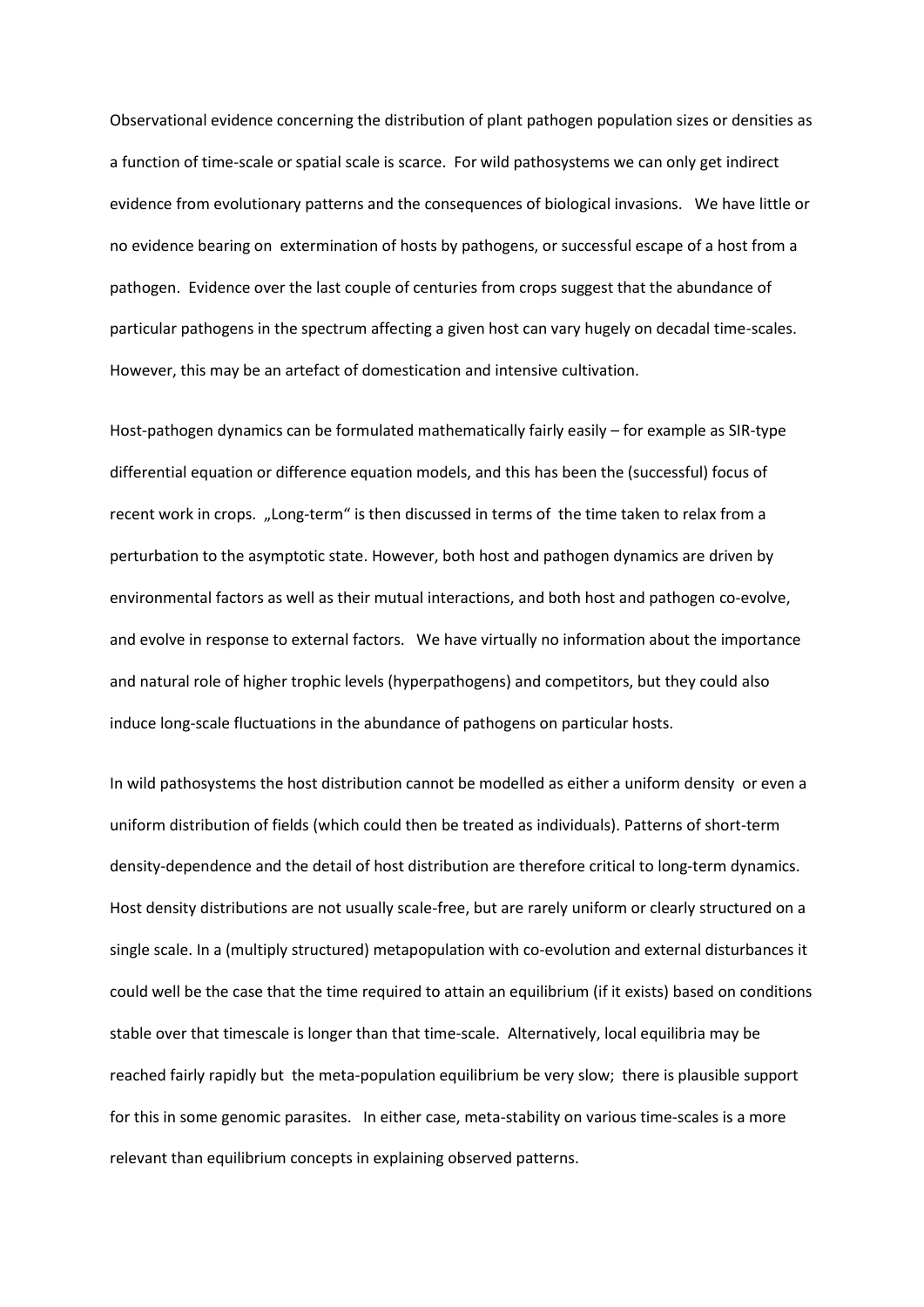Observational evidence concerning the distribution of plant pathogen population sizes or densities as a function of time-scale or spatial scale is scarce. For wild pathosystems we can only get indirect evidence from evolutionary patterns and the consequences of biological invasions. We have little or no evidence bearing on extermination of hosts by pathogens, or successful escape of a host from a pathogen. Evidence over the last couple of centuries from crops suggest that the abundance of particular pathogens in the spectrum affecting a given host can vary hugely on decadal time-scales. However, this may be an artefact of domestication and intensive cultivation.

Host-pathogen dynamics can be formulated mathematically fairly easily – for example as SIR-type differential equation or difference equation models, and this has been the (successful) focus of recent work in crops. „Long-term" is then discussed in terms of the time taken to relax from a perturbation to the asymptotic state. However, both host and pathogen dynamics are driven by environmental factors as well as their mutual interactions, and both host and pathogen co-evolve, and evolve in response to external factors. We have virtually no information about the importance and natural role of higher trophic levels (hyperpathogens) and competitors, but they could also induce long-scale fluctuations in the abundance of pathogens on particular hosts.

In wild pathosystems the host distribution cannot be modelled as either a uniform density or even a uniform distribution of fields (which could then be treated as individuals). Patterns of short-term density-dependence and the detail of host distribution are therefore critical to long-term dynamics. Host density distributions are not usually scale-free, but are rarely uniform or clearly structured on a single scale. In a (multiply structured) metapopulation with co-evolution and external disturbances it could well be the case that the time required to attain an equilibrium (if it exists) based on conditions stable over that timescale is longer than that time-scale. Alternatively, local equilibria may be reached fairly rapidly but the meta-population equilibrium be very slow; there is plausible support for this in some genomic parasites. In either case, meta-stability on various time-scales is a more relevant than equilibrium concepts in explaining observed patterns.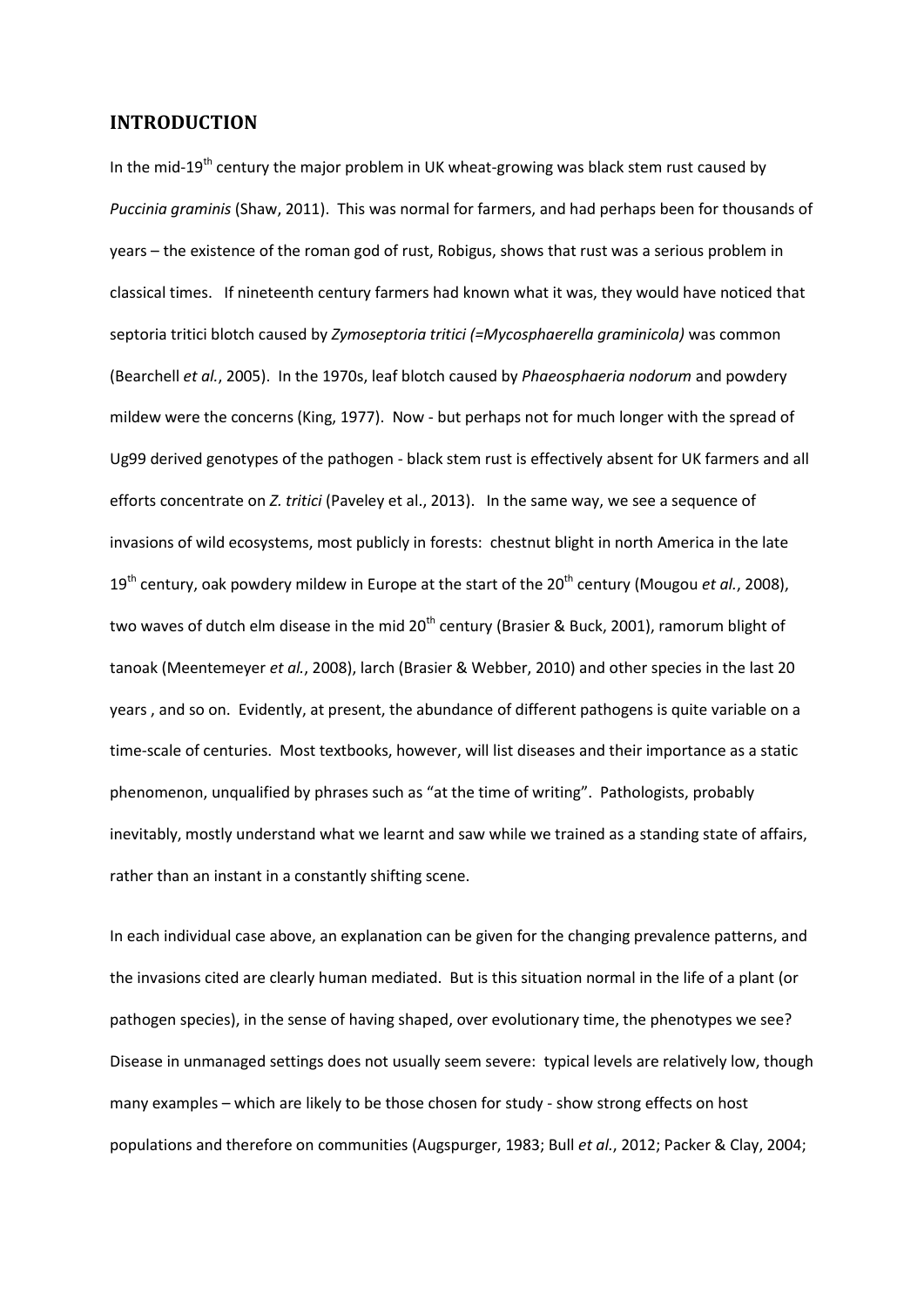## INTRODUCTION

In the mid-19th century the major problem in UK wheat-growing was black stem rust caused by *Puccinia graminis* (Shaw, 2011). This was normal for farmers, and had perhaps been for thousands of years – the existence of the roman god of rust, Robigus, shows that rust was a serious problem in classical times. If nineteenth century farmers had known what it was, they would have noticed that septoria tritici blotch caused by *Zymoseptoria tritici (=Mycosphaerella graminicola)* was common (Bearchell *et al.*, 2005). In the 1970s, leaf blotch caused by *Phaeosphaeria nodorum* and powdery mildew were the concerns (King, 1977). Now - but perhaps not for much longer with the spread of Ug99 derived genotypes of the pathogen - black stem rust is effectively absent for UK farmers and all efforts concentrate on *Z. tritici* (Paveley et al., 2013). In the same way, we see a sequence of invasions of wild ecosystems, most publicly in forests: chestnut blight in north America in the late 19th century, oak powdery mildew in Europe at the start of the 20th century (Mougou *et al.*, 2008), two waves of dutch elm disease in the mid 20th century (Brasier & Buck, 2001), ramorum blight of tanoak (Meentemeyer *et al.*, 2008), larch (Brasier & Webber, 2010) and other species in the last 20 years , and so on. Evidently, at present, the abundance of different pathogens is quite variable on a time-scale of centuries. Most textbooks, however, will list diseases and their importance as a static phenomenon, unqualified by phrases such as "at the time of writing". Pathologists, probably inevitably, mostly understand what we learnt and saw while we trained as a standing state of affairs, rather than an instant in a constantly shifting scene.

In each individual case above, an explanation can be given for the changing prevalence patterns, and the invasions cited are clearly human mediated. But is this situation normal in the life of a plant (or pathogen species), in the sense of having shaped, over evolutionary time, the phenotypes we see? Disease in unmanaged settings does not usually seem severe: typical levels are relatively low, though many examples – which are likely to be those chosen for study - show strong effects on host populations and therefore on communities (Augspurger, 1983; Bull *et al.*, 2012; Packer & Clay, 2004;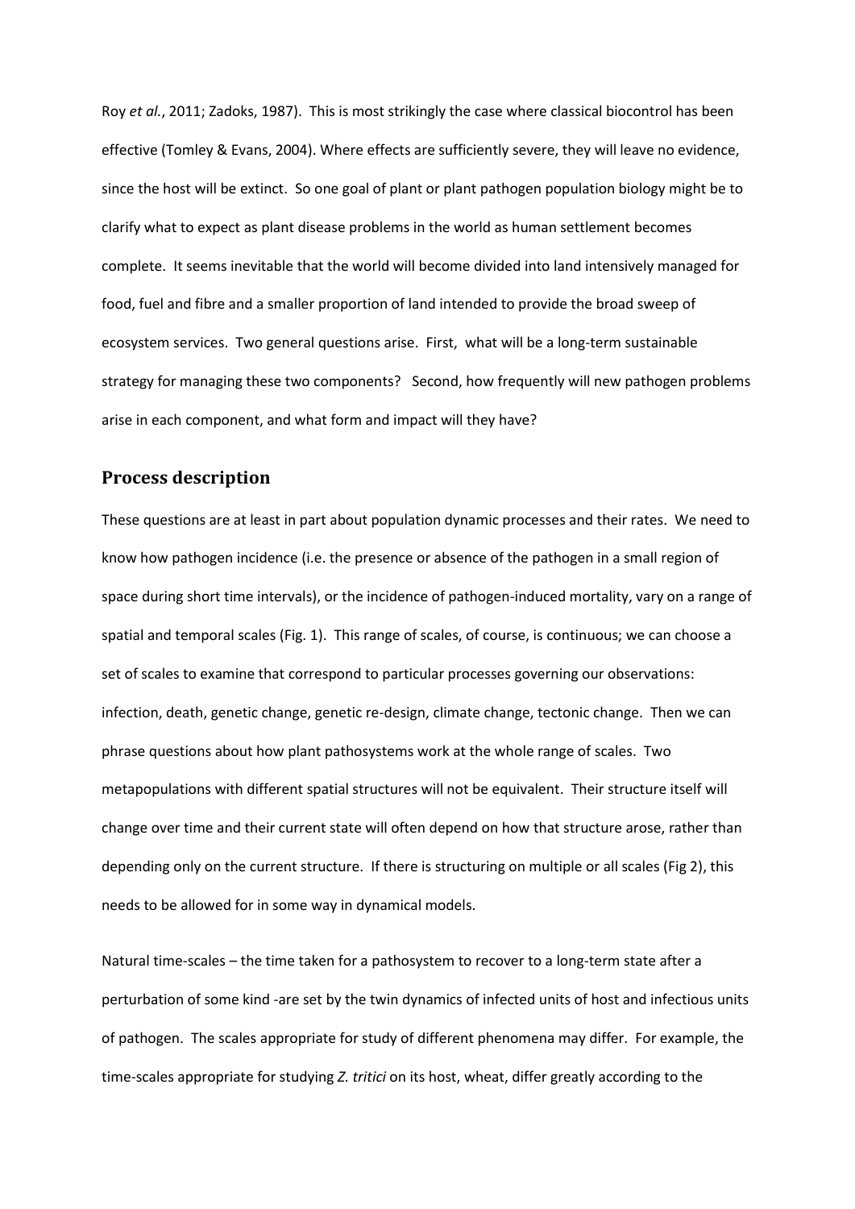Roy *et al.*, 2011; Zadoks, 1987). This is most strikingly the case where classical biocontrol has been effective (Tomley & Evans, 2004). Where effects are sufficiently severe, they will leave no evidence, since the host will be extinct. So one goal of plant or plant pathogen population biology might be to clarify what to expect as plant disease problems in the world as human settlement becomes complete. It seems inevitable that the world will become divided into land intensively managed for food, fuel and fibre and a smaller proportion of land intended to provide the broad sweep of ecosystem services. Two general questions arise. First, what will be a long-term sustainable strategy for managing these two components? Second, how frequently will new pathogen problems arise in each component, and what form and impact will they have?

## Process description

These questions are at least in part about population dynamic processes and their rates. We need to know how pathogen incidence (i.e. the presence or absence of the pathogen in a small region of space during short time intervals), or the incidence of pathogen-induced mortality, vary on a range of spatial and temporal scales (Fig. 1). This range of scales, of course, is continuous; we can choose a set of scales to examine that correspond to particular processes governing our observations: infection, death, genetic change, genetic re-design, climate change, tectonic change. Then we can phrase questions about how plant pathosystems work at the whole range of scales. Two metapopulations with different spatial structures will not be equivalent. Their structure itself will change over time and their current state will often depend on how that structure arose, rather than depending only on the current structure. If there is structuring on multiple or all scales (Fig 2), this needs to be allowed for in some way in dynamical models.

Natural time-scales – the time taken for a pathosystem to recover to a long-term state after a perturbation of some kind -are set by the twin dynamics of infected units of host and infectious units of pathogen. The scales appropriate for study of different phenomena may differ. For example, the time-scales appropriate for studying *Z. tritici* on its host, wheat, differ greatly according to the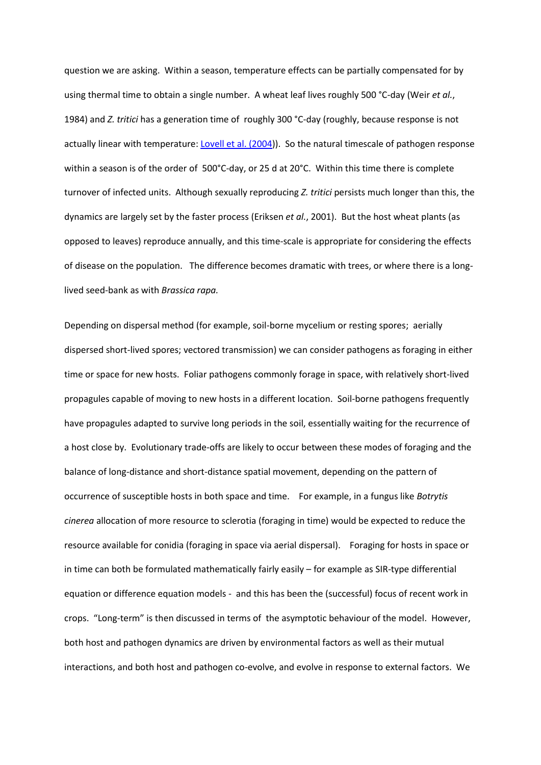question we are asking. Within a season, temperature effects can be partially compensated for by using thermal time to obtain a single number. A wheat leaf lives roughly 500 °C-day (Weir *et al.*, 1984) and *Z. tritici* has a generation time of roughly 300 °C-day (roughly, because response is not actually linear with temperature: [Lovell et al. (2004)](#)). So the natural timescale of pathogen response within a season is of the order of 500°C-day, or 25 d at 20°C. Within this time there is complete turnover of infected units. Although sexually reproducing *Z. tritici* persists much longer than this, the dynamics are largely set by the faster process (Eriksen *et al.*, 2001). But the host wheat plants (as opposed to leaves) reproduce annually, and this time-scale is appropriate for considering the effects of disease on the population. The difference becomes dramatic with trees, or where there is a long-lived seed-bank as with *Brassica rapa.*

Depending on dispersal method (for example, soil-borne mycelium or resting spores; aerially dispersed short-lived spores; vectored transmission) we can consider pathogens as foraging in either time or space for new hosts. Foliar pathogens commonly forage in space, with relatively short-lived propagules capable of moving to new hosts in a different location. Soil-borne pathogens frequently have propagules adapted to survive long periods in the soil, essentially waiting for the recurrence of a host close by. Evolutionary trade-offs are likely to occur between these modes of foraging and the balance of long-distance and short-distance spatial movement, depending on the pattern of occurrence of susceptible hosts in both space and time. For example, in a fungus like *Botrytis cinerea* allocation of more resource to sclerotia (foraging in time) would be expected to reduce the resource available for conidia (foraging in space via aerial dispersal). Foraging for hosts in space or in time can both be formulated mathematically fairly easily – for example as SIR-type differential equation or difference equation models - and this has been the (successful) focus of recent work in crops. "Long-term" is then discussed in terms of the asymptotic behaviour of the model. However, both host and pathogen dynamics are driven by environmental factors as well as their mutual interactions, and both host and pathogen co-evolve, and evolve in response to external factors. We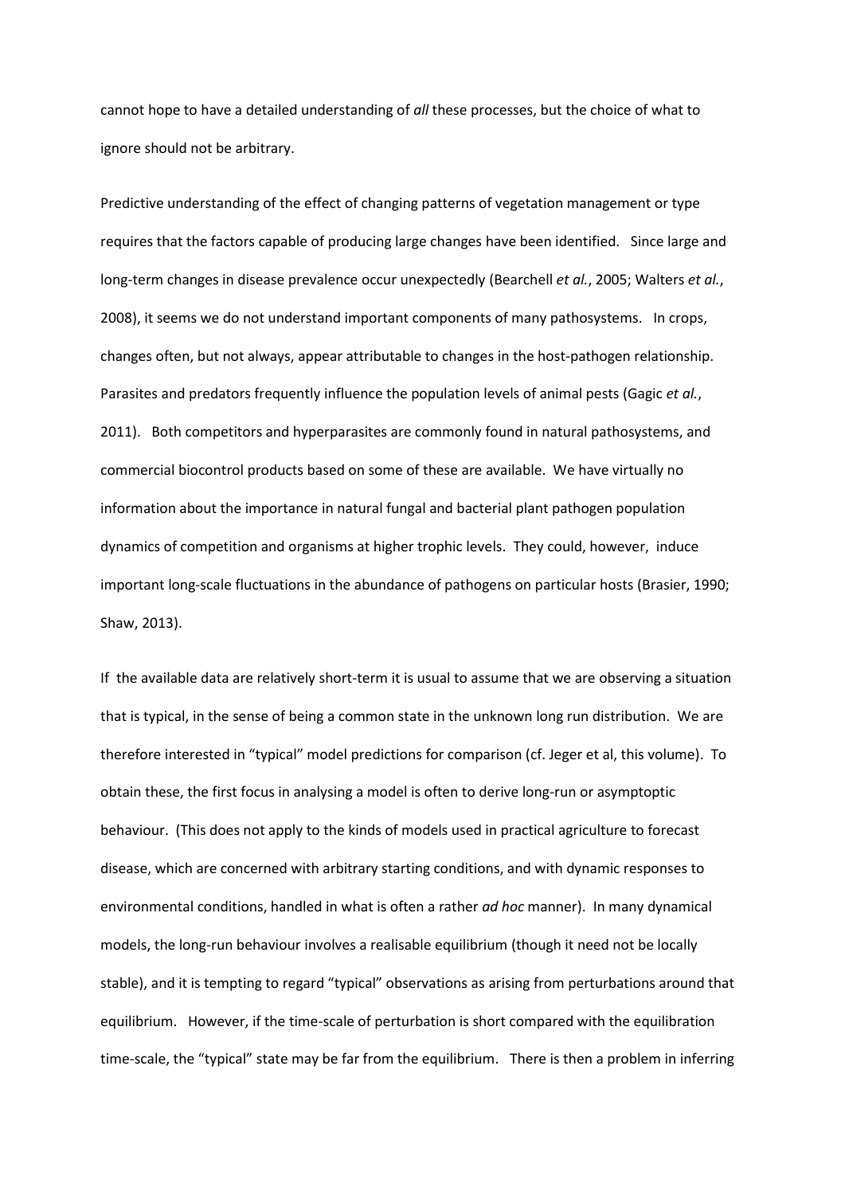cannot hope to have a detailed understanding of *all* these processes, but the choice of what to ignore should not be arbitrary.

Predictive understanding of the effect of changing patterns of vegetation management or type requires that the factors capable of producing large changes have been identified. Since large and long-term changes in disease prevalence occur unexpectedly (Bearchell *et al.*, 2005; Walters *et al.*, 2008), it seems we do not understand important components of many pathosystems. In crops, changes often, but not always, appear attributable to changes in the host-pathogen relationship. Parasites and predators frequently influence the population levels of animal pests (Gagic *et al.*, 2011). Both competitors and hyperparasites are commonly found in natural pathosystems, and commercial biocontrol products based on some of these are available. We have virtually no information about the importance in natural fungal and bacterial plant pathogen population dynamics of competition and organisms at higher trophic levels. They could, however, induce important long-scale fluctuations in the abundance of pathogens on particular hosts (Brasier, 1990; Shaw, 2013).

If the available data are relatively short-term it is usual to assume that we are observing a situation that is typical, in the sense of being a common state in the unknown long run distribution. We are therefore interested in "typical" model predictions for comparison (cf. Jeger et al, this volume). To obtain these, the first focus in analysing a model is often to derive long-run or asymptoptic behaviour. (This does not apply to the kinds of models used in practical agriculture to forecast disease, which are concerned with arbitrary starting conditions, and with dynamic responses to environmental conditions, handled in what is often a rather *ad hoc* manner). In many dynamical models, the long-run behaviour involves a realisable equilibrium (though it need not be locally stable), and it is tempting to regard "typical" observations as arising from perturbations around that equilibrium. However, if the time-scale of perturbation is short compared with the equilibration time-scale, the "typical" state may be far from the equilibrium. There is then a problem in inferring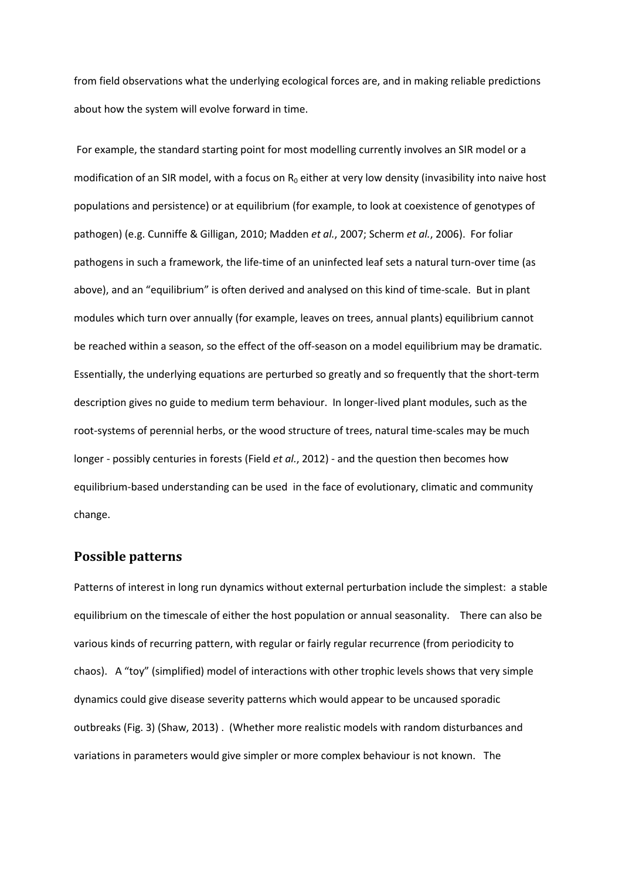from field observations what the underlying ecological forces are, and in making reliable predictions about how the system will evolve forward in time.

For example, the standard starting point for most modelling currently involves an SIR model or a modification of an SIR model, with a focus on $R_0$ either at very low density (invasibility into naive host populations and persistence) or at equilibrium (for example, to look at coexistence of genotypes of pathogen) (e.g. Cunniffe & Gilligan, 2010; Madden *et al.*, 2007; Scherm *et al.*, 2006). For foliar pathogens in such a framework, the life-time of an uninfected leaf sets a natural turn-over time (as above), and an "equilibrium" is often derived and analysed on this kind of time-scale. But in plant modules which turn over annually (for example, leaves on trees, annual plants) equilibrium cannot be reached within a season, so the effect of the off-season on a model equilibrium may be dramatic. Essentially, the underlying equations are perturbed so greatly and so frequently that the short-term description gives no guide to medium term behaviour. In longer-lived plant modules, such as the root-systems of perennial herbs, or the wood structure of trees, natural time-scales may be much longer - possibly centuries in forests (Field *et al.*, 2012) - and the question then becomes how equilibrium-based understanding can be used in the face of evolutionary, climatic and community change.

## Possible patterns

Patterns of interest in long run dynamics without external perturbation include the simplest: a stable equilibrium on the timescale of either the host population or annual seasonality. There can also be various kinds of recurring pattern, with regular or fairly regular recurrence (from periodicity to chaos). A "toy" (simplified) model of interactions with other trophic levels shows that very simple dynamics could give disease severity patterns which would appear to be uncaused sporadic outbreaks (Fig. 3) (Shaw, 2013) . (Whether more realistic models with random disturbances and variations in parameters would give simpler or more complex behaviour is not known. The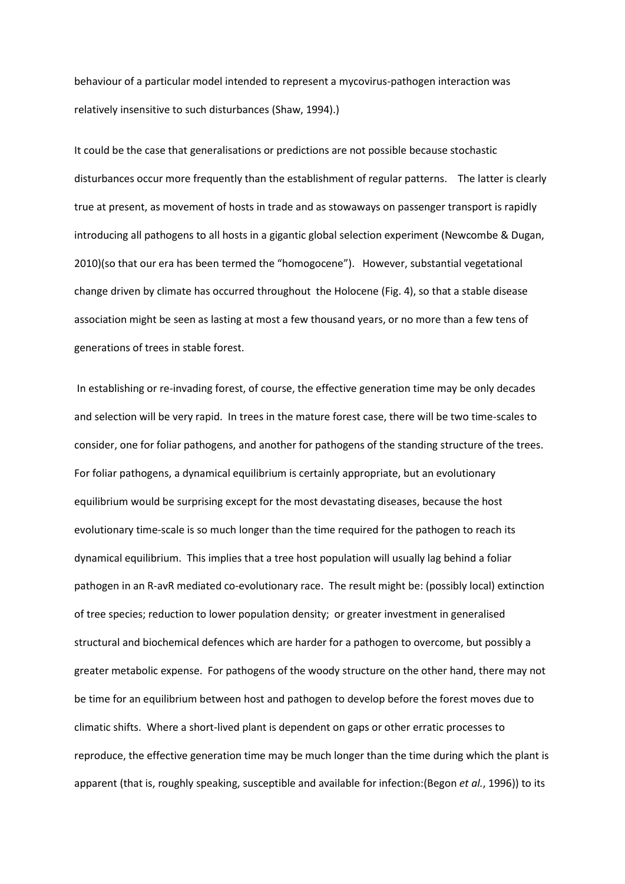behaviour of a particular model intended to represent a mycovirus-pathogen interaction was relatively insensitive to such disturbances (Shaw, 1994).)

It could be the case that generalisations or predictions are not possible because stochastic disturbances occur more frequently than the establishment of regular patterns. The latter is clearly true at present, as movement of hosts in trade and as stowaways on passenger transport is rapidly introducing all pathogens to all hosts in a gigantic global selection experiment (Newcombe & Dugan, 2010)(so that our era has been termed the "homogocene"). However, substantial vegetational change driven by climate has occurred throughout the Holocene (Fig. 4), so that a stable disease association might be seen as lasting at most a few thousand years, or no more than a few tens of generations of trees in stable forest.

In establishing or re-invading forest, of course, the effective generation time may be only decades and selection will be very rapid. In trees in the mature forest case, there will be two time-scales to consider, one for foliar pathogens, and another for pathogens of the standing structure of the trees. For foliar pathogens, a dynamical equilibrium is certainly appropriate, but an evolutionary equilibrium would be surprising except for the most devastating diseases, because the host evolutionary time-scale is so much longer than the time required for the pathogen to reach its dynamical equilibrium. This implies that a tree host population will usually lag behind a foliar pathogen in an R-avR mediated co-evolutionary race. The result might be: (possibly local) extinction of tree species; reduction to lower population density; or greater investment in generalised structural and biochemical defences which are harder for a pathogen to overcome, but possibly a greater metabolic expense. For pathogens of the woody structure on the other hand, there may not be time for an equilibrium between host and pathogen to develop before the forest moves due to climatic shifts. Where a short-lived plant is dependent on gaps or other erratic processes to reproduce, the effective generation time may be much longer than the time during which the plant is apparent (that is, roughly speaking, susceptible and available for infection:(Begon *et al.*, 1996)) to its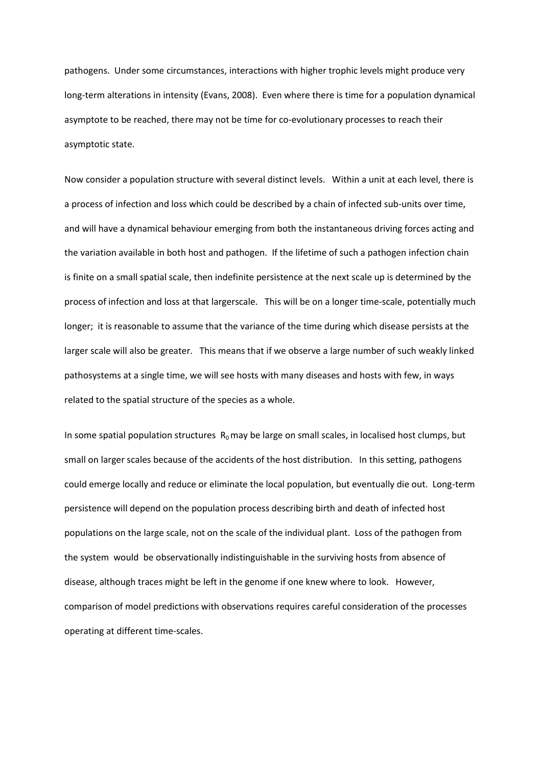pathogens. Under some circumstances, interactions with higher trophic levels might produce very long-term alterations in intensity (Evans, 2008). Even where there is time for a population dynamical asymptote to be reached, there may not be time for co-evolutionary processes to reach their asymptotic state.

Now consider a population structure with several distinct levels. Within a unit at each level, there is a process of infection and loss which could be described by a chain of infected sub-units over time, and will have a dynamical behaviour emerging from both the instantaneous driving forces acting and the variation available in both host and pathogen. If the lifetime of such a pathogen infection chain is finite on a small spatial scale, then indefinite persistence at the next scale up is determined by the process of infection and loss at that largerscale. This will be on a longer time-scale, potentially much longer; it is reasonable to assume that the variance of the time during which disease persists at the larger scale will also be greater. This means that if we observe a large number of such weakly linked pathosystems at a single time, we will see hosts with many diseases and hosts with few, in ways related to the spatial structure of the species as a whole.

In some spatial population structures $R_0$ may be large on small scales, in localised host clumps, but small on larger scales because of the accidents of the host distribution. In this setting, pathogens could emerge locally and reduce or eliminate the local population, but eventually die out. Long-term persistence will depend on the population process describing birth and death of infected host populations on the large scale, not on the scale of the individual plant. Loss of the pathogen from the system would be observationally indistinguishable in the surviving hosts from absence of disease, although traces might be left in the genome if one knew where to look. However, comparison of model predictions with observations requires careful consideration of the processes operating at different time-scales.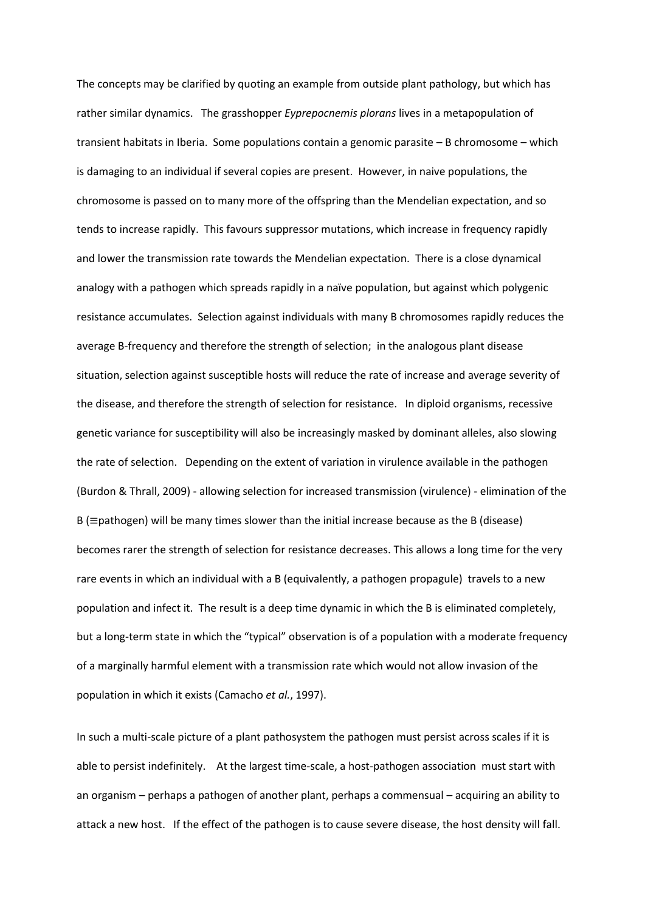The concepts may be clarified by quoting an example from outside plant pathology, but which has rather similar dynamics. The grasshopper *Eyprepocnemis plorans* lives in a metapopulation of transient habitats in Iberia. Some populations contain a genomic parasite – B chromosome – which is damaging to an individual if several copies are present. However, in naive populations, the chromosome is passed on to many more of the offspring than the Mendelian expectation, and so tends to increase rapidly. This favours suppressor mutations, which increase in frequency rapidly and lower the transmission rate towards the Mendelian expectation. There is a close dynamical analogy with a pathogen which spreads rapidly in a naïve population, but against which polygenic resistance accumulates. Selection against individuals with many B chromosomes rapidly reduces the average B-frequency and therefore the strength of selection; in the analogous plant disease situation, selection against susceptible hosts will reduce the rate of increase and average severity of the disease, and therefore the strength of selection for resistance. In diploid organisms, recessive genetic variance for susceptibility will also be increasingly masked by dominant alleles, also slowing the rate of selection. Depending on the extent of variation in virulence available in the pathogen (Burdon & Thrall, 2009) - allowing selection for increased transmission (virulence) - elimination of the B (≡pathogen) will be many times slower than the initial increase because as the B (disease) becomes rarer the strength of selection for resistance decreases. This allows a long time for the very rare events in which an individual with a B (equivalently, a pathogen propagule) travels to a new population and infect it. The result is a deep time dynamic in which the B is eliminated completely, but a long-term state in which the "typical" observation is of a population with a moderate frequency of a marginally harmful element with a transmission rate which would not allow invasion of the population in which it exists (Camacho *et al.*, 1997).

In such a multi-scale picture of a plant pathosystem the pathogen must persist across scales if it is able to persist indefinitely. At the largest time-scale, a host-pathogen association must start with an organism – perhaps a pathogen of another plant, perhaps a commensual – acquiring an ability to attack a new host. If the effect of the pathogen is to cause severe disease, the host density will fall.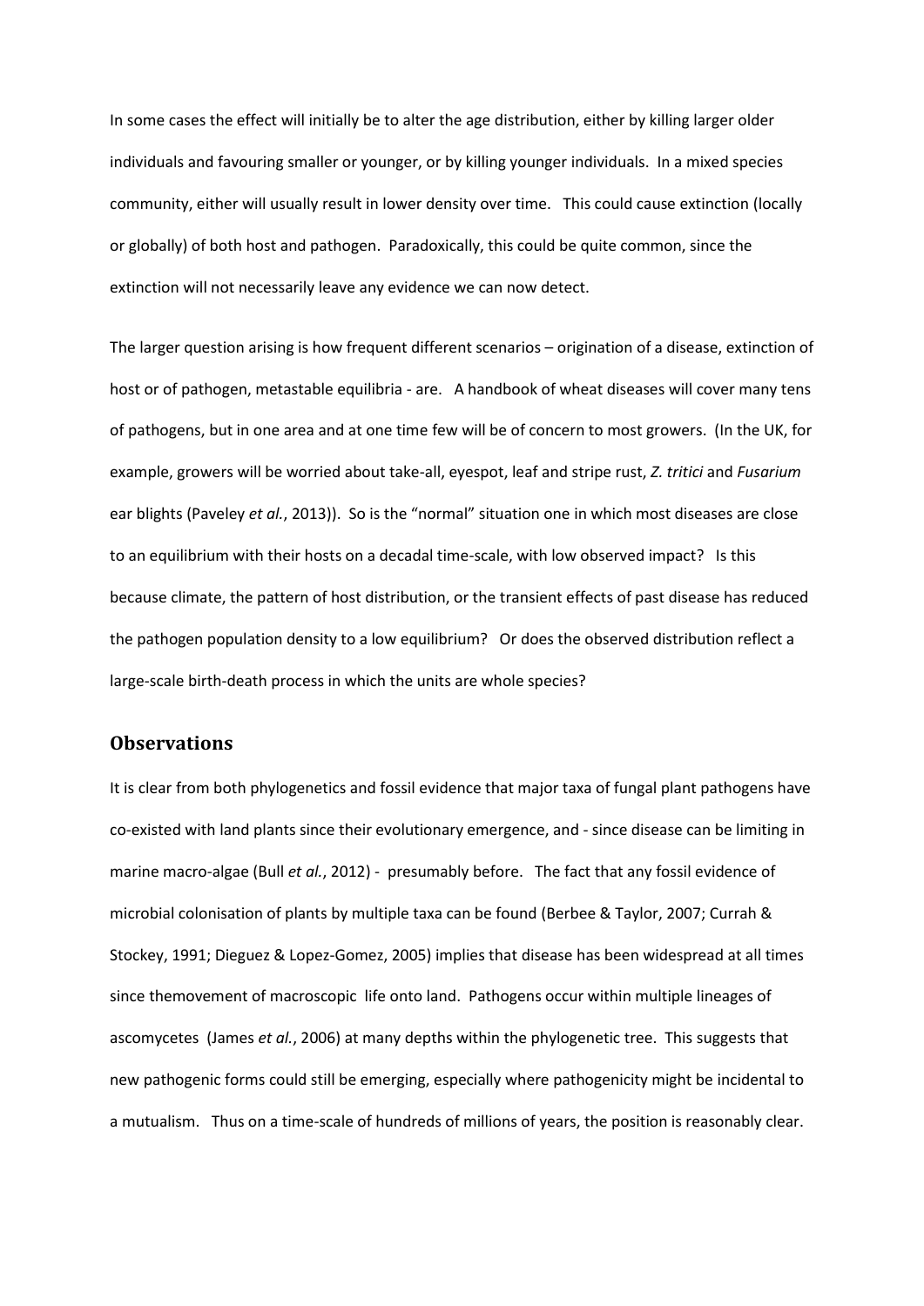In some cases the effect will initially be to alter the age distribution, either by killing larger older individuals and favouring smaller or younger, or by killing younger individuals. In a mixed species community, either will usually result in lower density over time. This could cause extinction (locally or globally) of both host and pathogen. Paradoxically, this could be quite common, since the extinction will not necessarily leave any evidence we can now detect.

The larger question arising is how frequent different scenarios – origination of a disease, extinction of host or of pathogen, metastable equilibria - are. A handbook of wheat diseases will cover many tens of pathogens, but in one area and at one time few will be of concern to most growers. (In the UK, for example, growers will be worried about take-all, eyespot, leaf and stripe rust, *Z. tritici* and *Fusarium* ear blights (Paveley *et al.*, 2013)). So is the "normal" situation one in which most diseases are close to an equilibrium with their hosts on a decadal time-scale, with low observed impact? Is this because climate, the pattern of host distribution, or the transient effects of past disease has reduced the pathogen population density to a low equilibrium? Or does the observed distribution reflect a large-scale birth-death process in which the units are whole species?

## Observations

It is clear from both phylogenetics and fossil evidence that major taxa of fungal plant pathogens have co-existed with land plants since their evolutionary emergence, and - since disease can be limiting in marine macro-algae (Bull *et al.*, 2012) - presumably before. The fact that any fossil evidence of microbial colonisation of plants by multiple taxa can be found (Berbee & Taylor, 2007; Currah & Stockey, 1991; Dieguez & Lopez-Gomez, 2005) implies that disease has been widespread at all times since themovement of macroscopic life onto land. Pathogens occur within multiple lineages of ascomycetes (James *et al.*, 2006) at many depths within the phylogenetic tree. This suggests that new pathogenic forms could still be emerging, especially where pathogenicity might be incidental to a mutualism. Thus on a time-scale of hundreds of millions of years, the position is reasonably clear.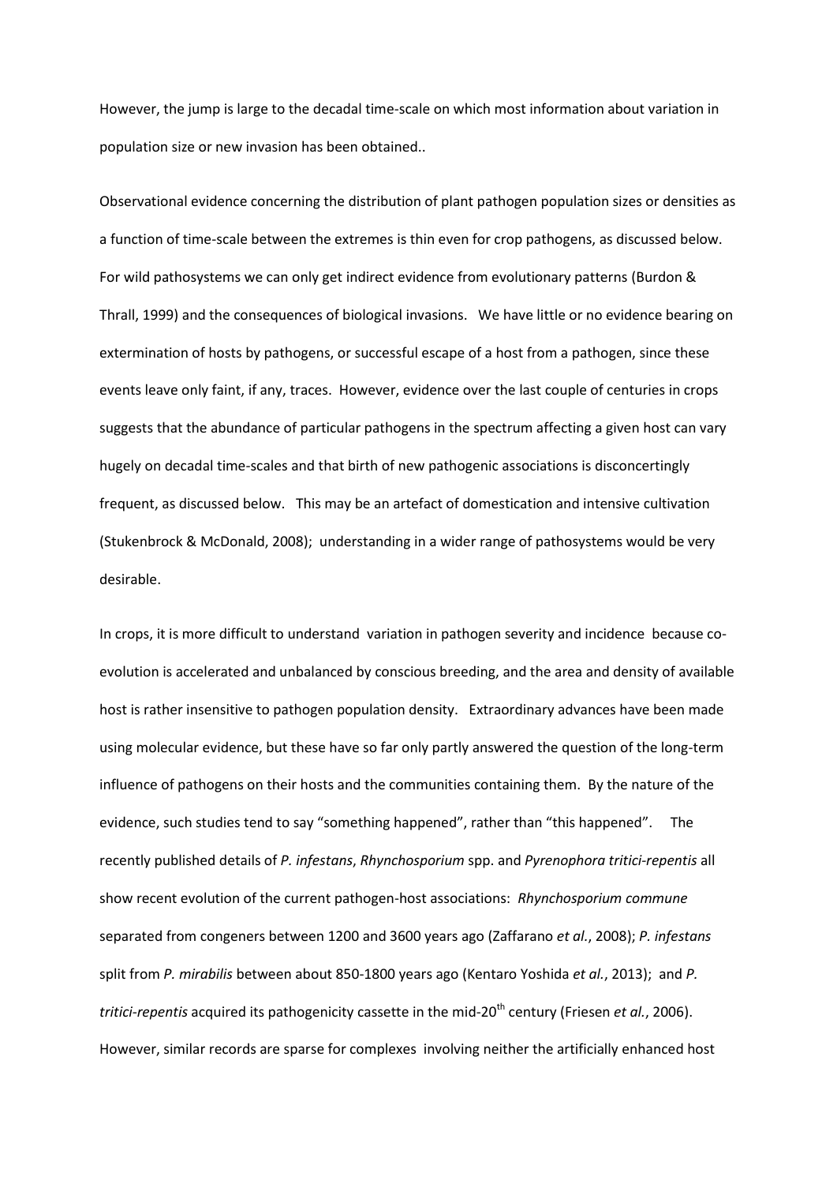However, the jump is large to the decadal time-scale on which most information about variation in population size or new invasion has been obtained..

Observational evidence concerning the distribution of plant pathogen population sizes or densities as a function of time-scale between the extremes is thin even for crop pathogens, as discussed below. For wild pathosystems we can only get indirect evidence from evolutionary patterns (Burdon & Thrall, 1999) and the consequences of biological invasions. We have little or no evidence bearing on extermination of hosts by pathogens, or successful escape of a host from a pathogen, since these events leave only faint, if any, traces. However, evidence over the last couple of centuries in crops suggests that the abundance of particular pathogens in the spectrum affecting a given host can vary hugely on decadal time-scales and that birth of new pathogenic associations is disconcertingly frequent, as discussed below. This may be an artefact of domestication and intensive cultivation (Stukenbrock & McDonald, 2008); understanding in a wider range of pathosystems would be very desirable.

In crops, it is more difficult to understand variation in pathogen severity and incidence because co-evolution is accelerated and unbalanced by conscious breeding, and the area and density of available host is rather insensitive to pathogen population density. Extraordinary advances have been made using molecular evidence, but these have so far only partly answered the question of the long-term influence of pathogens on their hosts and the communities containing them. By the nature of the evidence, such studies tend to say "something happened", rather than "this happened". The recently published details of *P. infestans*, *Rhynchosporium* spp. and *Pyrenophora tritici-repentis* all show recent evolution of the current pathogen-host associations: *Rhynchosporium commune* separated from congeners between 1200 and 3600 years ago (Zaffarano *et al.*, 2008); *P. infestans* split from *P. mirabilis* between about 850-1800 years ago (Kentaro Yoshida *et al.*, 2013); and *P. tritici-repentis* acquired its pathogenicity cassette in the mid-20$^{th}$ century (Friesen *et al.*, 2006). However, similar records are sparse for complexes involving neither the artificially enhanced host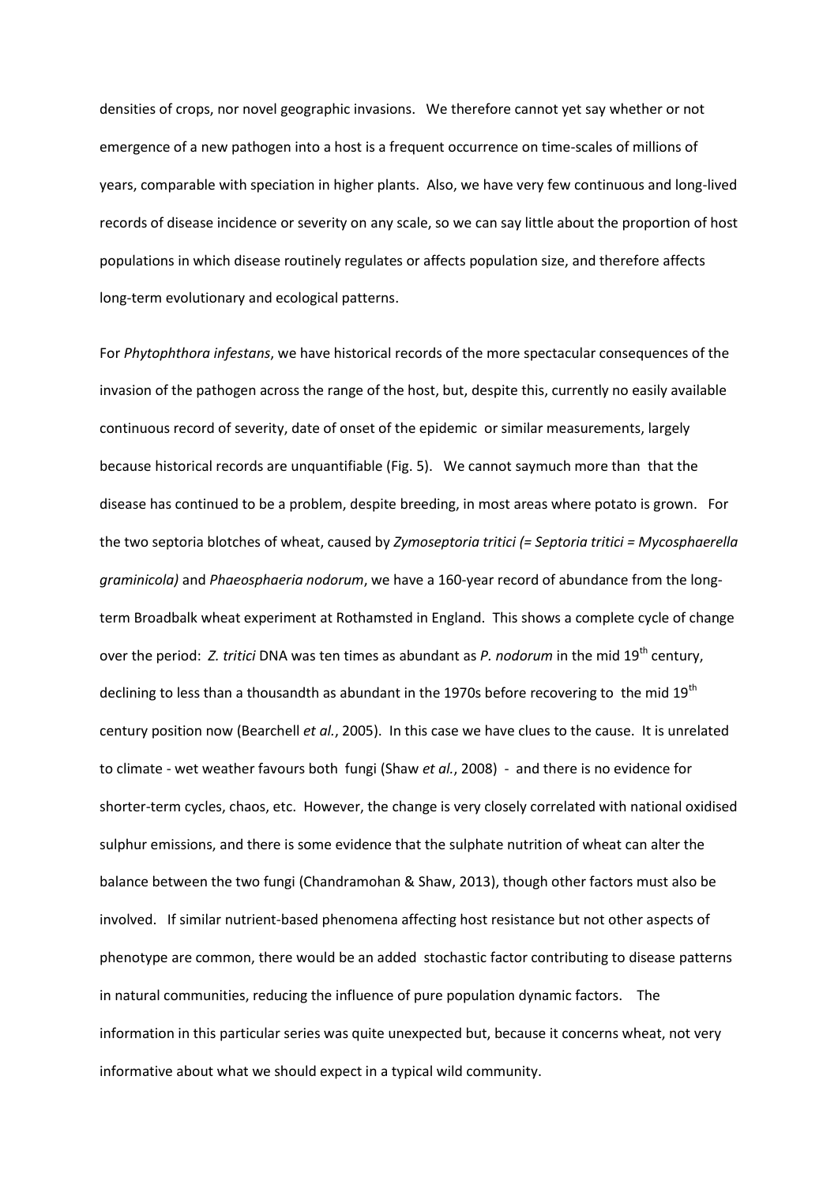densities of crops, nor novel geographic invasions. We therefore cannot yet say whether or not emergence of a new pathogen into a host is a frequent occurrence on time-scales of millions of years, comparable with speciation in higher plants. Also, we have very few continuous and long-lived records of disease incidence or severity on any scale, so we can say little about the proportion of host populations in which disease routinely regulates or affects population size, and therefore affects long-term evolutionary and ecological patterns.

For *Phytophthora infestans*, we have historical records of the more spectacular consequences of the invasion of the pathogen across the range of the host, but, despite this, currently no easily available continuous record of severity, date of onset of the epidemic or similar measurements, largely because historical records are unquantifiable (Fig. 5). We cannot saymuch more than that the disease has continued to be a problem, despite breeding, in most areas where potato is grown. For the two septoria blotches of wheat, caused by *Zymoseptoria tritici (= Septoria tritici = Mycosphaerella graminicola)* and *Phaeosphaeria nodorum*, we have a 160-year record of abundance from the long-term Broadbalk wheat experiment at Rothamsted in England. This shows a complete cycle of change over the period: *Z. tritici* DNA was ten times as abundant as *P. nodorum* in the mid 19th century, declining to less than a thousandth as abundant in the 1970s before recovering to the mid 19th century position now (Bearchell *et al.*, 2005). In this case we have clues to the cause. It is unrelated to climate - wet weather favours both fungi (Shaw *et al.*, 2008) - and there is no evidence for shorter-term cycles, chaos, etc. However, the change is very closely correlated with national oxidised sulphur emissions, and there is some evidence that the sulphate nutrition of wheat can alter the balance between the two fungi (Chandramohan & Shaw, 2013), though other factors must also be involved. If similar nutrient-based phenomena affecting host resistance but not other aspects of phenotype are common, there would be an added stochastic factor contributing to disease patterns in natural communities, reducing the influence of pure population dynamic factors. The information in this particular series was quite unexpected but, because it concerns wheat, not very informative about what we should expect in a typical wild community.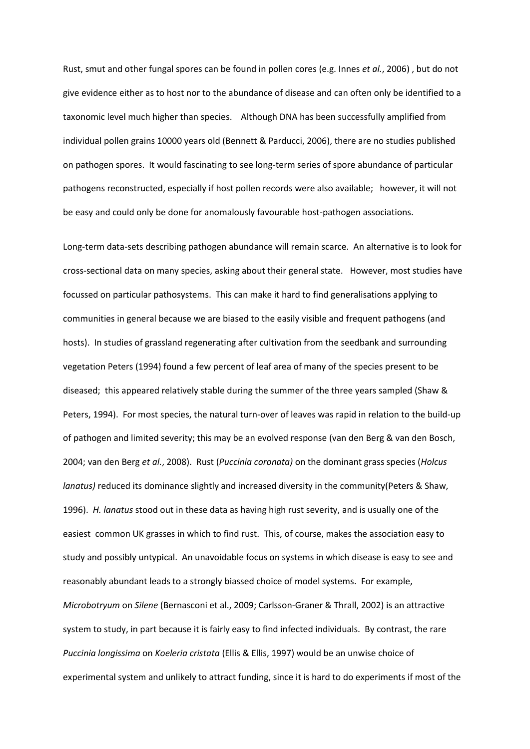Rust, smut and other fungal spores can be found in pollen cores (e.g. Innes *et al.*, 2006) , but do not give evidence either as to host nor to the abundance of disease and can often only be identified to a taxonomic level much higher than species. Although DNA has been successfully amplified from individual pollen grains 10000 years old (Bennett & Parducci, 2006), there are no studies published on pathogen spores. It would fascinating to see long-term series of spore abundance of particular pathogens reconstructed, especially if host pollen records were also available; however, it will not be easy and could only be done for anomalously favourable host-pathogen associations.

Long-term data-sets describing pathogen abundance will remain scarce. An alternative is to look for cross-sectional data on many species, asking about their general state. However, most studies have focussed on particular pathosystems. This can make it hard to find generalisations applying to communities in general because we are biased to the easily visible and frequent pathogens (and hosts). In studies of grassland regenerating after cultivation from the seedbank and surrounding vegetation Peters (1994) found a few percent of leaf area of many of the species present to be diseased; this appeared relatively stable during the summer of the three years sampled (Shaw & Peters, 1994). For most species, the natural turn-over of leaves was rapid in relation to the build-up of pathogen and limited severity; this may be an evolved response (van den Berg & van den Bosch, 2004; van den Berg *et al.*, 2008). Rust (*Puccinia coronata)* on the dominant grass species (*Holcus lanatus)* reduced its dominance slightly and increased diversity in the community(Peters & Shaw, 1996). *H. lanatus* stood out in these data as having high rust severity, and is usually one of the easiest common UK grasses in which to find rust. This, of course, makes the association easy to study and possibly untypical. An unavoidable focus on systems in which disease is easy to see and reasonably abundant leads to a strongly biassed choice of model systems. For example, *Microbotryum* on *Silene* (Bernasconi et al., 2009; Carlsson-Graner & Thrall, 2002) is an attractive system to study, in part because it is fairly easy to find infected individuals. By contrast, the rare *Puccinia longissima* on *Koeleria cristata* (Ellis & Ellis, 1997) would be an unwise choice of experimental system and unlikely to attract funding, since it is hard to do experiments if most of the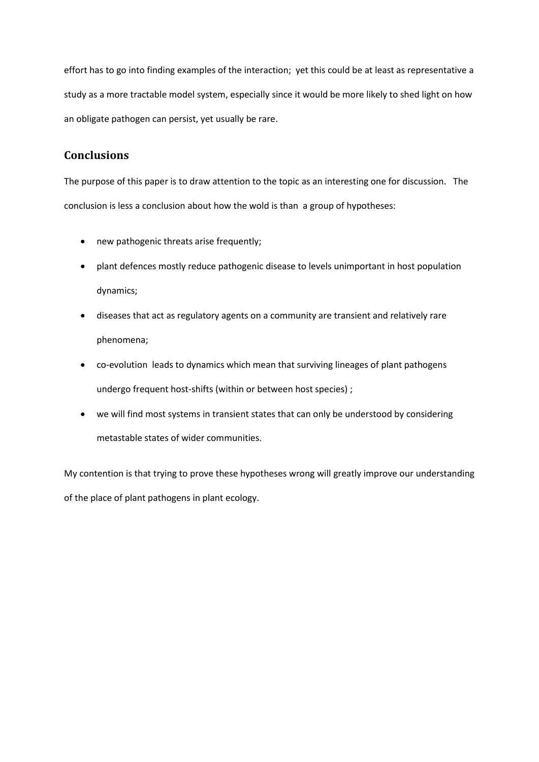effort has to go into finding examples of the interaction; yet this could be at least as representative a study as a more tractable model system, especially since it would be more likely to shed light on how an obligate pathogen can persist, yet usually be rare.

## Conclusions

The purpose of this paper is to draw attention to the topic as an interesting one for discussion. The conclusion is less a conclusion about how the wold is than a group of hypotheses:

- new pathogenic threats arise frequently;
- plant defences mostly reduce pathogenic disease to levels unimportant in host population dynamics;
- diseases that act as regulatory agents on a community are transient and relatively rare phenomena;
- co-evolution leads to dynamics which mean that surviving lineages of plant pathogens undergo frequent host-shifts (within or between host species) ;
- we will find most systems in transient states that can only be understood by considering metastable states of wider communities.

My contention is that trying to prove these hypotheses wrong will greatly improve our understanding of the place of plant pathogens in plant ecology.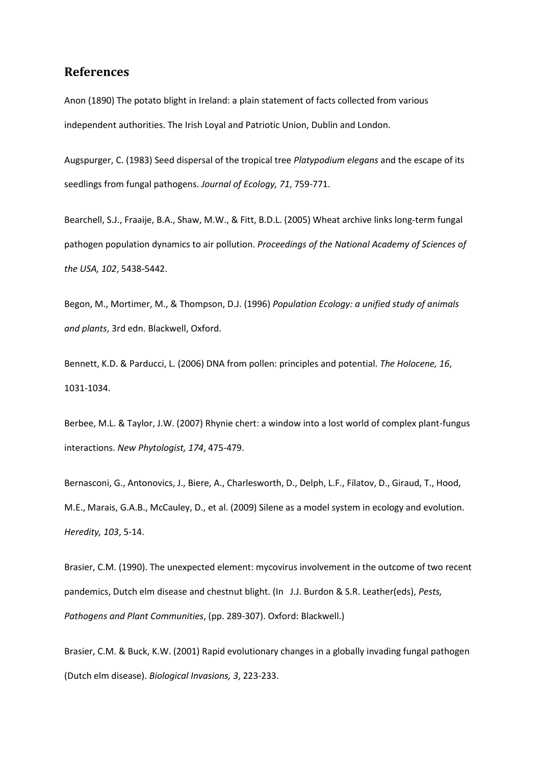## References

Anon (1890) The potato blight in Ireland: a plain statement of facts collected from various independent authorities. The Irish Loyal and Patriotic Union, Dublin and London.

Augspurger, C. (1983) Seed dispersal of the tropical tree *Platypodium elegans* and the escape of its seedlings from fungal pathogens. *Journal of Ecology, 71*, 759-771.

Bearchell, S.J., Fraaije, B.A., Shaw, M.W., & Fitt, B.D.L. (2005) Wheat archive links long-term fungal pathogen population dynamics to air pollution. *Proceedings of the National Academy of Sciences of the USA, 102*, 5438-5442.

Begon, M., Mortimer, M., & Thompson, D.J. (1996) *Population Ecology: a unified study of animals and plants*, 3rd edn. Blackwell, Oxford.

Bennett, K.D. & Parducci, L. (2006) DNA from pollen: principles and potential. *The Holocene, 16*, 1031-1034.

Berbee, M.L. & Taylor, J.W. (2007) Rhynie chert: a window into a lost world of complex plant-fungus interactions. *New Phytologist, 174*, 475-479.

Bernasconi, G., Antonovics, J., Biere, A., Charlesworth, D., Delph, L.F., Filatov, D., Giraud, T., Hood, M.E., Marais, G.A.B., McCauley, D., et al. (2009) Silene as a model system in ecology and evolution. *Heredity, 103*, 5-14.

Brasier, C.M. (1990). The unexpected element: mycovirus involvement in the outcome of two recent pandemics, Dutch elm disease and chestnut blight. (In J.J. Burdon & S.R. Leather(eds), *Pests, Pathogens and Plant Communities*, (pp. 289-307). Oxford: Blackwell.)

Brasier, C.M. & Buck, K.W. (2001) Rapid evolutionary changes in a globally invading fungal pathogen (Dutch elm disease). *Biological Invasions, 3*, 223-233.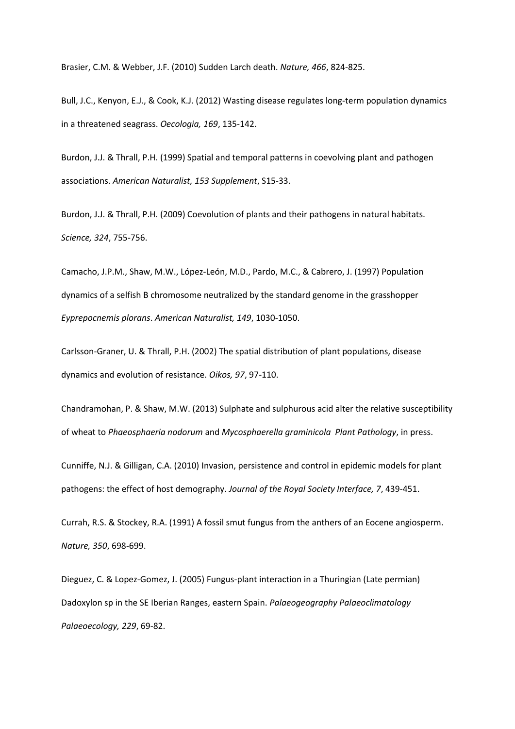Brasier, C.M. & Webber, J.F. (2010) Sudden Larch death. *Nature, 466*, 824-825.

Bull, J.C., Kenyon, E.J., & Cook, K.J. (2012) Wasting disease regulates long-term population dynamics in a threatened seagrass. *Oecologia, 169*, 135-142.

Burdon, J.J. & Thrall, P.H. (1999) Spatial and temporal patterns in coevolving plant and pathogen associations. *American Naturalist, 153 Supplement*, S15-33.

Burdon, J.J. & Thrall, P.H. (2009) Coevolution of plants and their pathogens in natural habitats. *Science, 324*, 755-756.

Camacho, J.P.M., Shaw, M.W., López-León, M.D., Pardo, M.C., & Cabrero, J. (1997) Population dynamics of a selfish B chromosome neutralized by the standard genome in the grasshopper *Eyprepocnemis plorans*. *American Naturalist, 149*, 1030-1050.

Carlsson-Graner, U. & Thrall, P.H. (2002) The spatial distribution of plant populations, disease dynamics and evolution of resistance. *Oikos, 97*, 97-110.

Chandramohan, P. & Shaw, M.W. (2013) Sulphate and sulphurous acid alter the relative susceptibility of wheat to *Phaeosphaeria nodorum* and *Mycosphaerella graminicola* *Plant Pathology*, in press.

Cunniffe, N.J. & Gilligan, C.A. (2010) Invasion, persistence and control in epidemic models for plant pathogens: the effect of host demography. *Journal of the Royal Society Interface, 7*, 439-451.

Currah, R.S. & Stockey, R.A. (1991) A fossil smut fungus from the anthers of an Eocene angiosperm. *Nature, 350*, 698-699.

Dieguez, C. & Lopez-Gomez, J. (2005) Fungus-plant interaction in a Thuringian (Late permian) Dadoxylon sp in the SE Iberian Ranges, eastern Spain. *Palaeogeography Palaeoclimatology Palaeoecology, 229*, 69-82.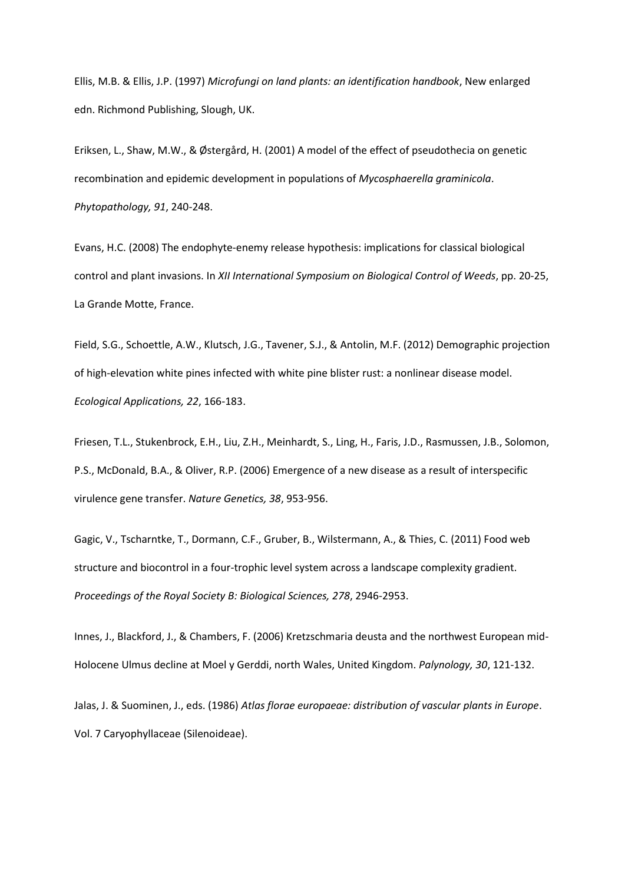Ellis, M.B. & Ellis, J.P. (1997) *Microfungi on land plants: an identification handbook*, New enlarged edn. Richmond Publishing, Slough, UK.

Eriksen, L., Shaw, M.W., & Østergård, H. (2001) A model of the effect of pseudothecia on genetic recombination and epidemic development in populations of *Mycosphaerella graminicola*. *Phytopathology, 91*, 240-248.

Evans, H.C. (2008) The endophyte-enemy release hypothesis: implications for classical biological control and plant invasions. In *XII International Symposium on Biological Control of Weeds*, pp. 20-25, La Grande Motte, France.

Field, S.G., Schoettle, A.W., Klutsch, J.G., Tavener, S.J., & Antolin, M.F. (2012) Demographic projection of high-elevation white pines infected with white pine blister rust: a nonlinear disease model. *Ecological Applications, 22*, 166-183.

Friesen, T.L., Stukenbrock, E.H., Liu, Z.H., Meinhardt, S., Ling, H., Faris, J.D., Rasmussen, J.B., Solomon, P.S., McDonald, B.A., & Oliver, R.P. (2006) Emergence of a new disease as a result of interspecific virulence gene transfer. *Nature Genetics, 38*, 953-956.

Gagic, V., Tscharntke, T., Dormann, C.F., Gruber, B., Wilstermann, A., & Thies, C. (2011) Food web structure and biocontrol in a four-trophic level system across a landscape complexity gradient. *Proceedings of the Royal Society B: Biological Sciences, 278*, 2946-2953.

Innes, J., Blackford, J., & Chambers, F. (2006) Kretzschmaria deusta and the northwest European mid-Holocene Ulmus decline at Moel y Gerddi, north Wales, United Kingdom. *Palynology, 30*, 121-132.

Jalas, J. & Suominen, J., eds. (1986) *Atlas florae europaeae: distribution of vascular plants in Europe*. Vol. 7 Caryophyllaceae (Silenoideae).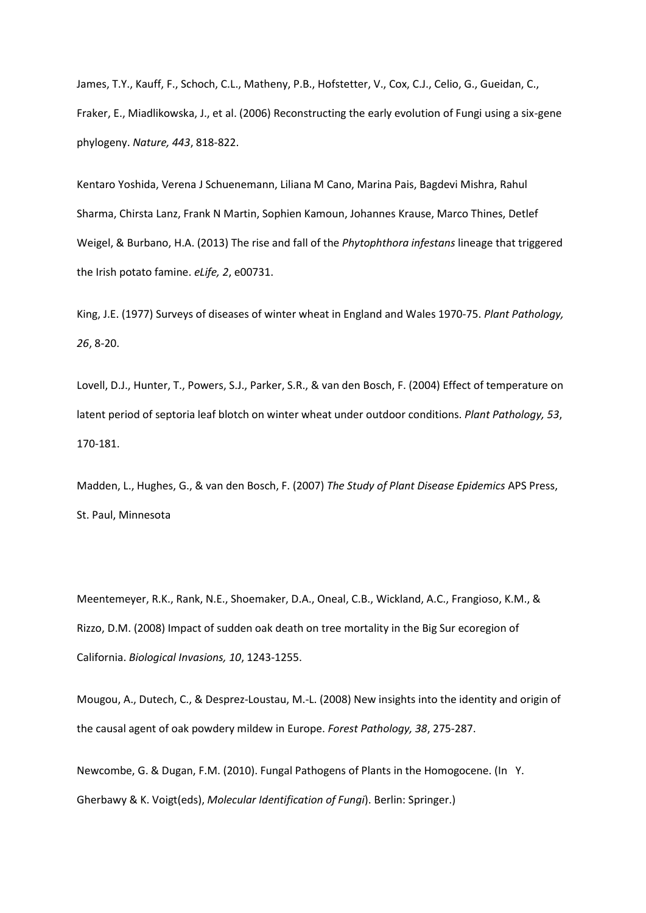James, T.Y., Kauff, F., Schoch, C.L., Matheny, P.B., Hofstetter, V., Cox, C.J., Celio, G., Gueidan, C., Fraker, E., Miadlikowska, J., et al. (2006) Reconstructing the early evolution of Fungi using a six-gene phylogeny. *Nature, 443*, 818-822.

Kentaro Yoshida, Verena J Schuenemann, Liliana M Cano, Marina Pais, Bagdevi Mishra, Rahul Sharma, Chirsta Lanz, Frank N Martin, Sophien Kamoun, Johannes Krause, Marco Thines, Detlef Weigel, & Burbano, H.A. (2013) The rise and fall of the *Phytophthora infestans* lineage that triggered the Irish potato famine. *eLife, 2*, e00731.

King, J.E. (1977) Surveys of diseases of winter wheat in England and Wales 1970-75. *Plant Pathology, 26*, 8-20.

Lovell, D.J., Hunter, T., Powers, S.J., Parker, S.R., & van den Bosch, F. (2004) Effect of temperature on latent period of septoria leaf blotch on winter wheat under outdoor conditions. *Plant Pathology, 53*, 170-181.

Madden, L., Hughes, G., & van den Bosch, F. (2007) *The Study of Plant Disease Epidemics* APS Press, St. Paul, Minnesota

Meentemeyer, R.K., Rank, N.E., Shoemaker, D.A., Oneal, C.B., Wickland, A.C., Frangioso, K.M., & Rizzo, D.M. (2008) Impact of sudden oak death on tree mortality in the Big Sur ecoregion of California. *Biological Invasions, 10*, 1243-1255.

Mougou, A., Dutech, C., & Desprez-Loustau, M.-L. (2008) New insights into the identity and origin of the causal agent of oak powdery mildew in Europe. *Forest Pathology, 38*, 275-287.

Newcombe, G. & Dugan, F.M. (2010). Fungal Pathogens of Plants in the Homogocene. (In Y. Gherbawy & K. Voigt(eds), *Molecular Identification of Fungi*). Berlin: Springer.)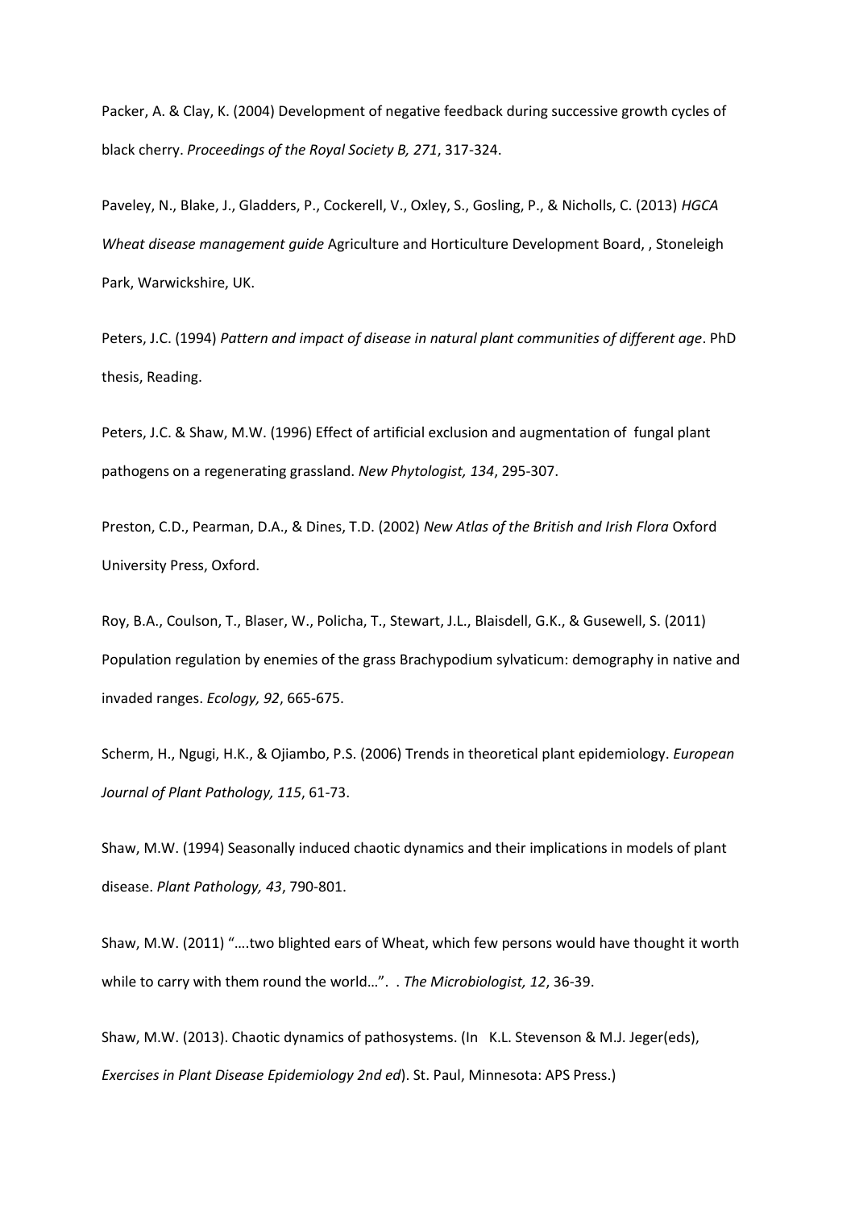Packer, A. & Clay, K. (2004) Development of negative feedback during successive growth cycles of black cherry. *Proceedings of the Royal Society B, 271*, 317-324.

Paveley, N., Blake, J., Gladders, P., Cockerell, V., Oxley, S., Gosling, P., & Nicholls, C. (2013) *HGCA Wheat disease management guide* Agriculture and Horticulture Development Board, , Stoneleigh Park, Warwickshire, UK.

Peters, J.C. (1994) *Pattern and impact of disease in natural plant communities of different age*. PhD thesis, Reading.

Peters, J.C. & Shaw, M.W. (1996) Effect of artificial exclusion and augmentation of fungal plant pathogens on a regenerating grassland. *New Phytologist, 134*, 295-307.

Preston, C.D., Pearman, D.A., & Dines, T.D. (2002) *New Atlas of the British and Irish Flora* Oxford University Press, Oxford.

Roy, B.A., Coulson, T., Blaser, W., Policha, T., Stewart, J.L., Blaisdell, G.K., & Gusewell, S. (2011) Population regulation by enemies of the grass Brachypodium sylvaticum: demography in native and invaded ranges. *Ecology, 92*, 665-675.

Scherm, H., Ngugi, H.K., & Ojiambo, P.S. (2006) Trends in theoretical plant epidemiology. *European Journal of Plant Pathology, 115*, 61-73.

Shaw, M.W. (1994) Seasonally induced chaotic dynamics and their implications in models of plant disease. *Plant Pathology, 43*, 790-801.

Shaw, M.W. (2011) "….two blighted ears of Wheat, which few persons would have thought it worth while to carry with them round the world…". . *The Microbiologist, 12*, 36-39.

Shaw, M.W. (2013). Chaotic dynamics of pathosystems. (In K.L. Stevenson & M.J. Jeger(eds), *Exercises in Plant Disease Epidemiology 2nd ed*). St. Paul, Minnesota: APS Press.)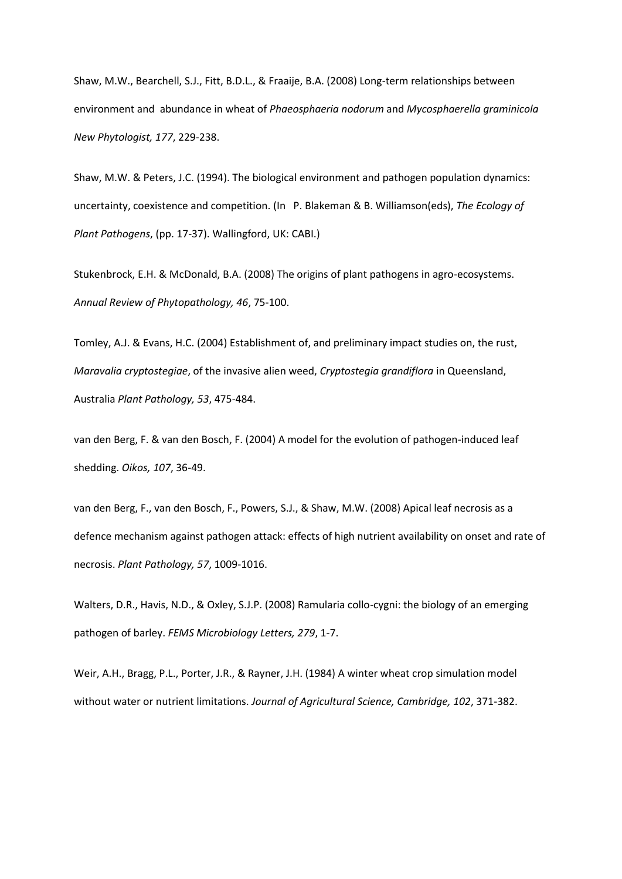Shaw, M.W., Bearchell, S.J., Fitt, B.D.L., & Fraaije, B.A. (2008) Long-term relationships between environment and abundance in wheat of *Phaeosphaeria nodorum* and *Mycosphaerella graminicola* *New Phytologist, 177*, 229-238.

Shaw, M.W. & Peters, J.C. (1994). The biological environment and pathogen population dynamics: uncertainty, coexistence and competition. (In P. Blakeman & B. Williamson(eds), *The Ecology of Plant Pathogens*, (pp. 17-37). Wallingford, UK: CABI.)

Stukenbrock, E.H. & McDonald, B.A. (2008) The origins of plant pathogens in agro-ecosystems. *Annual Review of Phytopathology, 46*, 75-100.

Tomley, A.J. & Evans, H.C. (2004) Establishment of, and preliminary impact studies on, the rust, *Maravalia cryptostegiae*, of the invasive alien weed, *Cryptostegia grandiflora* in Queensland, Australia *Plant Pathology, 53*, 475-484.

van den Berg, F. & van den Bosch, F. (2004) A model for the evolution of pathogen-induced leaf shedding. *Oikos, 107*, 36-49.

van den Berg, F., van den Bosch, F., Powers, S.J., & Shaw, M.W. (2008) Apical leaf necrosis as a defence mechanism against pathogen attack: effects of high nutrient availability on onset and rate of necrosis. *Plant Pathology, 57*, 1009-1016.

Walters, D.R., Havis, N.D., & Oxley, S.J.P. (2008) Ramularia collo-cygni: the biology of an emerging pathogen of barley. *FEMS Microbiology Letters, 279*, 1-7.

Weir, A.H., Bragg, P.L., Porter, J.R., & Rayner, J.H. (1984) A winter wheat crop simulation model without water or nutrient limitations. *Journal of Agricultural Science, Cambridge, 102*, 371-382.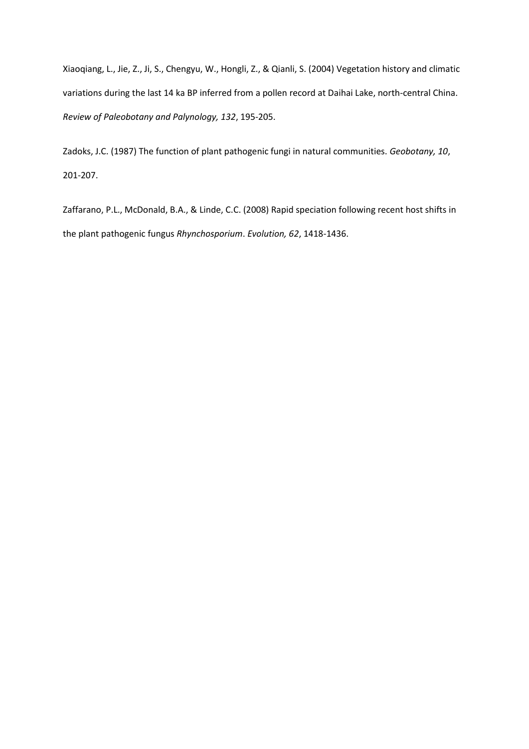Xiaoqiang, L., Jie, Z., Ji, S., Chengyu, W., Hongli, Z., & Qianli, S. (2004) Vegetation history and climatic variations during the last 14 ka BP inferred from a pollen record at Daihai Lake, north-central China. *Review of Paleobotany and Palynology, 132*, 195-205.

Zadoks, J.C. (1987) The function of plant pathogenic fungi in natural communities. *Geobotany, 10*, 201-207.

Zaffarano, P.L., McDonald, B.A., & Linde, C.C. (2008) Rapid speciation following recent host shifts in the plant pathogenic fungus *Rhynchosporium*. *Evolution, 62*, 1418-1436.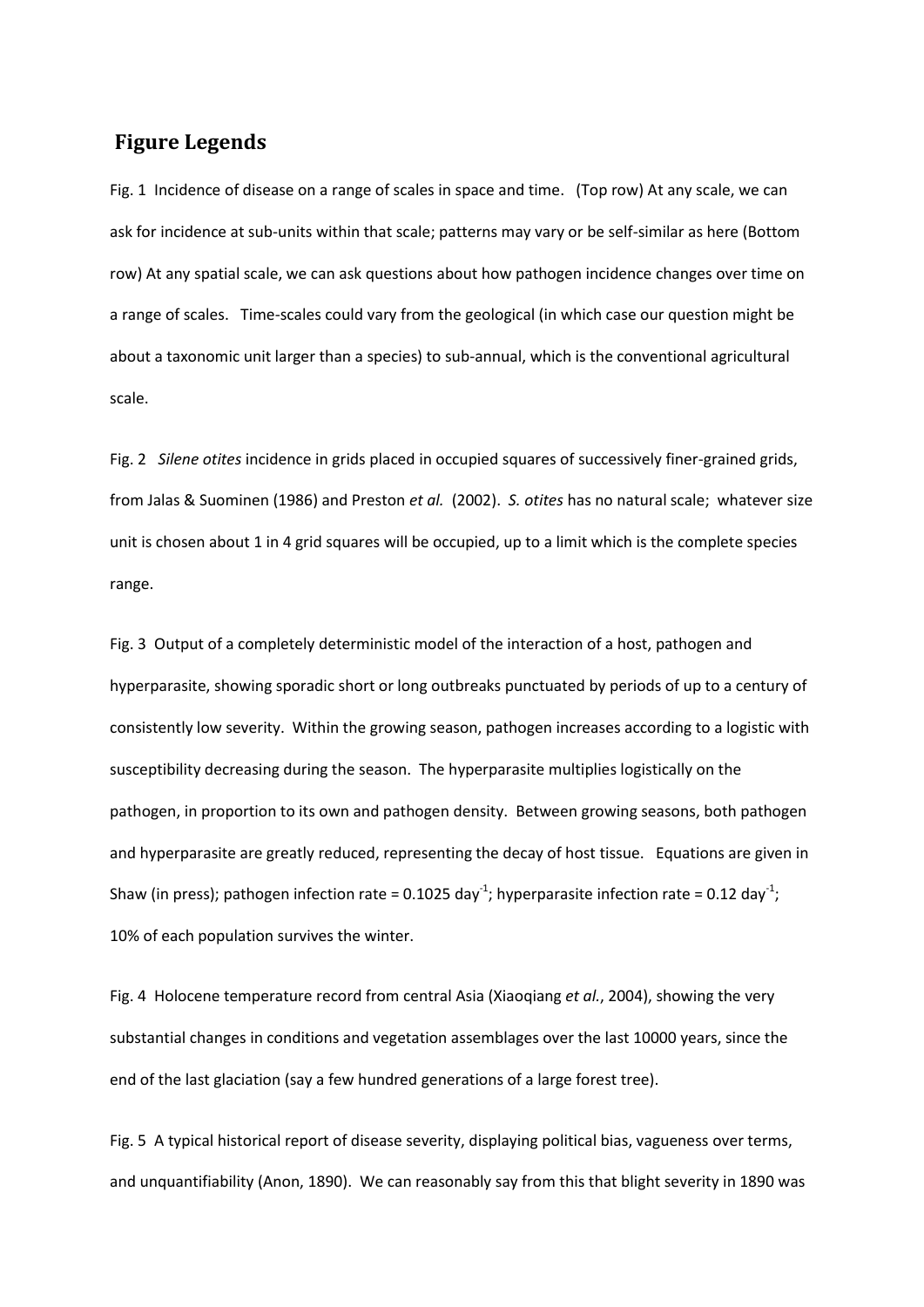## Figure Legends

Fig. 1 Incidence of disease on a range of scales in space and time. (Top row) At any scale, we can ask for incidence at sub-units within that scale; patterns may vary or be self-similar as here (Bottom row) At any spatial scale, we can ask questions about how pathogen incidence changes over time on a range of scales. Time-scales could vary from the geological (in which case our question might be about a taxonomic unit larger than a species) to sub-annual, which is the conventional agricultural scale.

Fig. 2 *Silene otites* incidence in grids placed in occupied squares of successively finer-grained grids, from Jalas & Suominen (1986) and Preston *et al.* (2002). *S. otites* has no natural scale; whatever size unit is chosen about 1 in 4 grid squares will be occupied, up to a limit which is the complete species range.

Fig. 3 Output of a completely deterministic model of the interaction of a host, pathogen and hyperparasite, showing sporadic short or long outbreaks punctuated by periods of up to a century of consistently low severity. Within the growing season, pathogen increases according to a logistic with susceptibility decreasing during the season. The hyperparasite multiplies logistically on the pathogen, in proportion to its own and pathogen density. Between growing seasons, both pathogen and hyperparasite are greatly reduced, representing the decay of host tissue. Equations are given in Shaw (in press); pathogen infection rate = 0.1025 day$^{-1}$; hyperparasite infection rate = 0.12 day$^{-1}$; 10% of each population survives the winter.

Fig. 4 Holocene temperature record from central Asia (Xiaoqiang *et al.*, 2004), showing the very substantial changes in conditions and vegetation assemblages over the last 10000 years, since the end of the last glaciation (say a few hundred generations of a large forest tree).

Fig. 5 A typical historical report of disease severity, displaying political bias, vagueness over terms, and unquantifiability (Anon, 1890). We can reasonably say from this that blight severity in 1890 was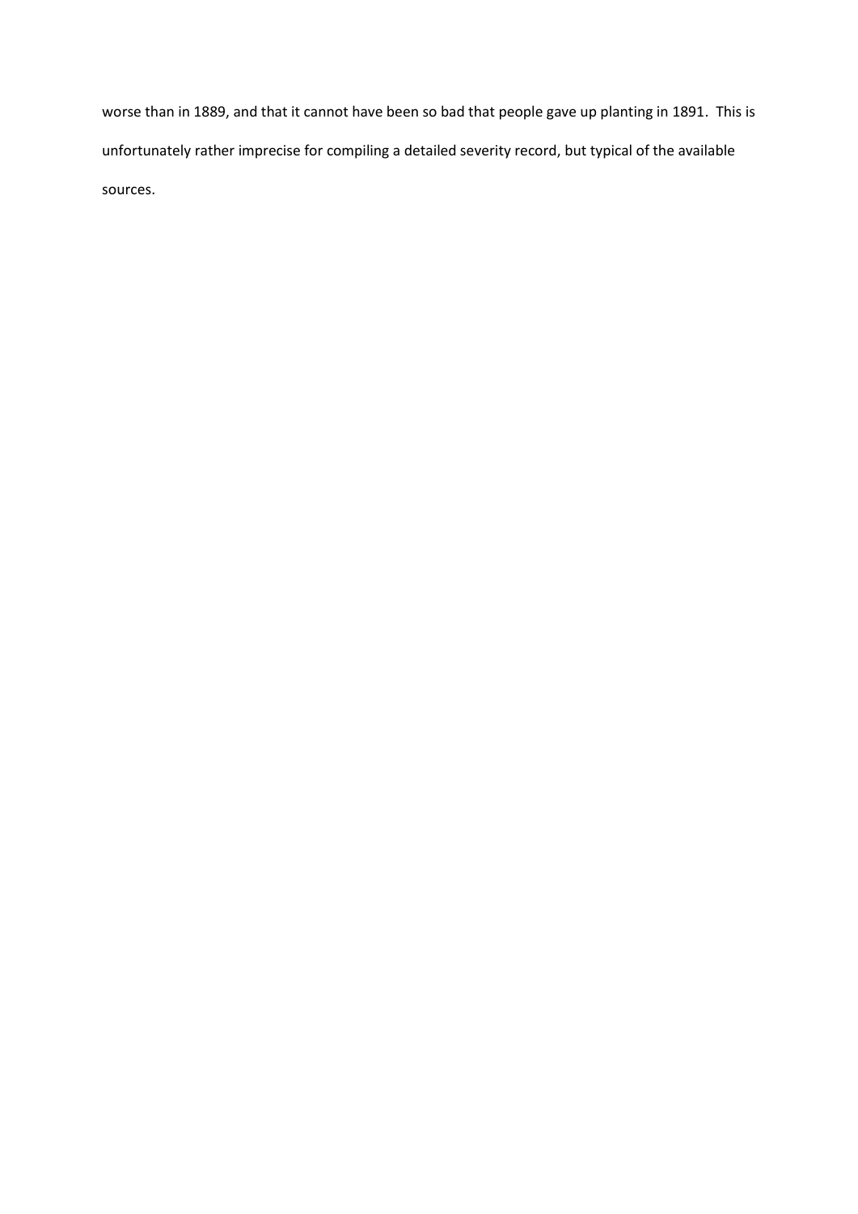worse than in 1889, and that it cannot have been so bad that people gave up planting in 1891. This is unfortunately rather imprecise for compiling a detailed severity record, but typical of the available sources.